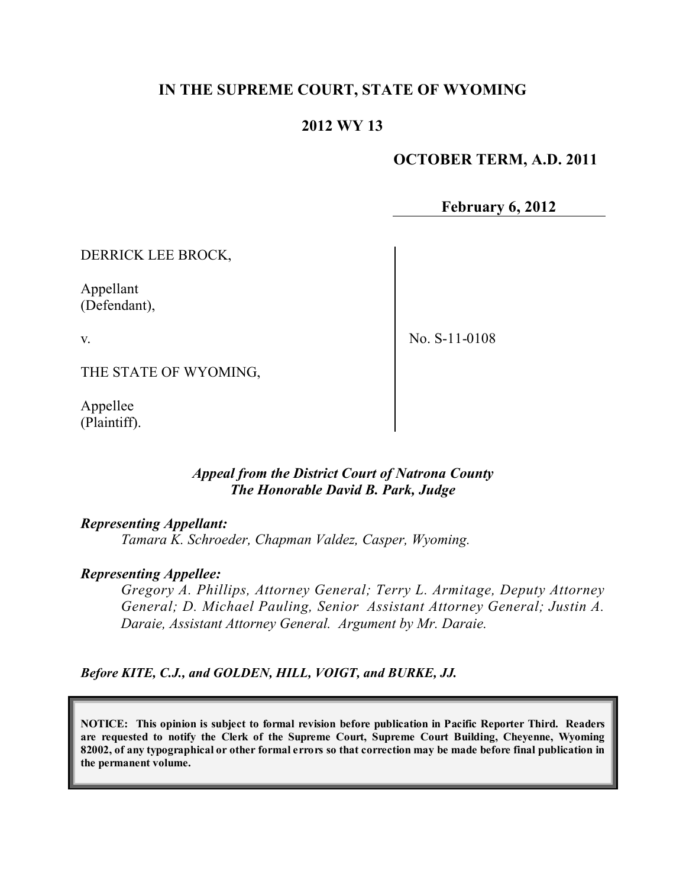# IN THE SUPREME COURT, STATE OF WYOMING

## 2012 WY 13

**OCTOBER TERM, A.D. 2011**

**February 6, 2012**

DERRICK LEE BROCK,

Appellant
(Defendant),

v.

THE STATE OF WYOMING,

Appellee
(Plaintiff).

No. S-11-0108

*Appeal from the District Court of Natrona County*
*The Honorable David B. Park, Judge*

***Representing Appellant:***

*Tamara K. Schroeder, Chapman Valdez, Casper, Wyoming.*

***Representing Appellee:***

*Gregory A. Phillips, Attorney General; Terry L. Armitage, Deputy Attorney General; D. Michael Pauling, Senior Assistant Attorney General; Justin A. Daraie, Assistant Attorney General. Argument by Mr. Daraie.*

***Before KITE, C.J., and GOLDEN, HILL, VOIGT, and BURKE, JJ.***

**NOTICE: This opinion is subject to formal revision before publication in Pacific Reporter Third. Readers are requested to notify the Clerk of the Supreme Court, Supreme Court Building, Cheyenne, Wyoming 82002, of any typographical or other formal errors so that correction may be made before final publication in the permanent volume.**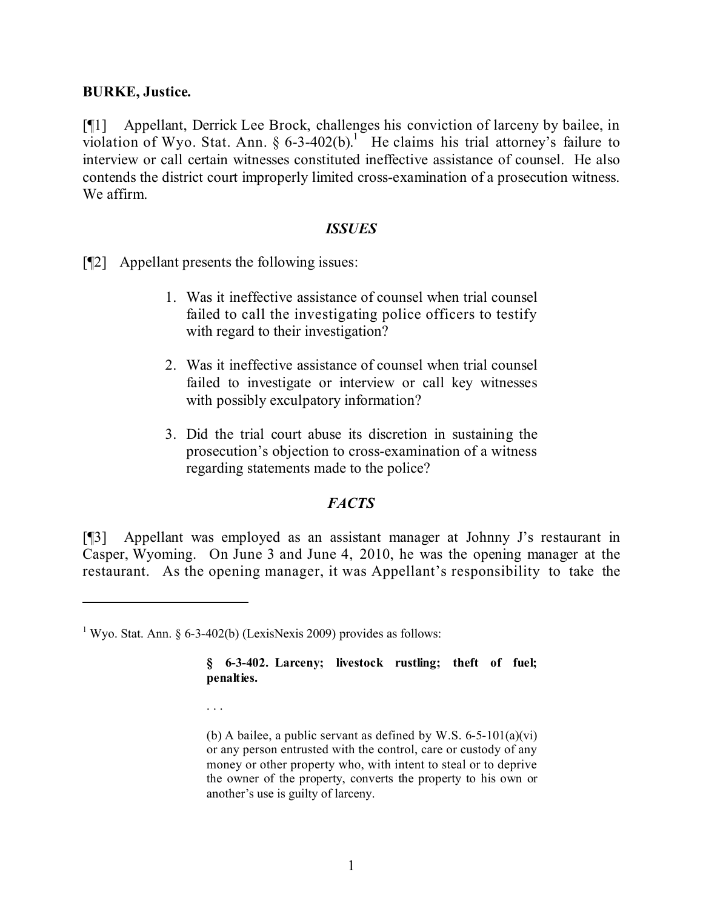**BURKE, Justice.**

[¶1] Appellant, Derrick Lee Brock, challenges his conviction of larceny by bailee, in violation of Wyo. Stat. Ann. § 6-3-402(b).[1] He claims his trial attorney's failure to interview or call certain witnesses constituted ineffective assistance of counsel. He also contends the district court improperly limited cross-examination of a prosecution witness. We affirm.

***ISSUES***

[¶2] Appellant presents the following issues:

> 1. Was it ineffective assistance of counsel when trial counsel failed to call the investigating police officers to testify with regard to their investigation?
>
> 2. Was it ineffective assistance of counsel when trial counsel failed to investigate or interview or call key witnesses with possibly exculpatory information?
>
> 3. Did the trial court abuse its discretion in sustaining the prosecution's objection to cross-examination of a witness regarding statements made to the police?

***FACTS***

[¶3] Appellant was employed as an assistant manager at Johnny J's restaurant in Casper, Wyoming. On June 3 and June 4, 2010, he was the opening manager at the restaurant. As the opening manager, it was Appellant's responsibility to take the

---

[1] Wyo. Stat. Ann. § 6-3-402(b) (LexisNexis 2009) provides as follows:

> **§ 6-3-402. Larceny; livestock rustling; theft of fuel; penalties.**
>
> . . .
>
> (b) A bailee, a public servant as defined by W.S. 6-5-101(a)(vi) or any person entrusted with the control, care or custody of any money or other property who, with intent to steal or to deprive the owner of the property, converts the property to his own or another's use is guilty of larceny.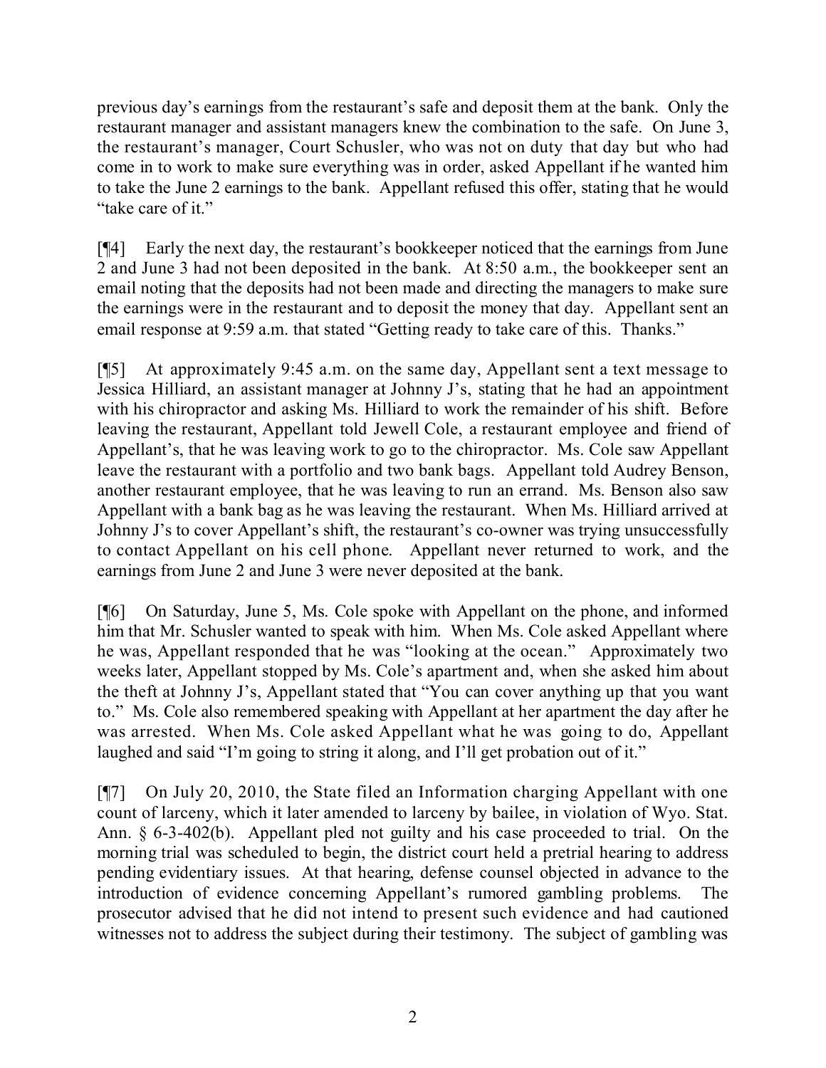previous day's earnings from the restaurant's safe and deposit them at the bank. Only the restaurant manager and assistant managers knew the combination to the safe. On June 3, the restaurant's manager, Court Schusler, who was not on duty that day but who had come in to work to make sure everything was in order, asked Appellant if he wanted him to take the June 2 earnings to the bank. Appellant refused this offer, stating that he would "take care of it."

[¶4] Early the next day, the restaurant's bookkeeper noticed that the earnings from June 2 and June 3 had not been deposited in the bank. At 8:50 a.m., the bookkeeper sent an email noting that the deposits had not been made and directing the managers to make sure the earnings were in the restaurant and to deposit the money that day. Appellant sent an email response at 9:59 a.m. that stated "Getting ready to take care of this. Thanks."

[¶5] At approximately 9:45 a.m. on the same day, Appellant sent a text message to Jessica Hilliard, an assistant manager at Johnny J's, stating that he had an appointment with his chiropractor and asking Ms. Hilliard to work the remainder of his shift. Before leaving the restaurant, Appellant told Jewell Cole, a restaurant employee and friend of Appellant's, that he was leaving work to go to the chiropractor. Ms. Cole saw Appellant leave the restaurant with a portfolio and two bank bags. Appellant told Audrey Benson, another restaurant employee, that he was leaving to run an errand. Ms. Benson also saw Appellant with a bank bag as he was leaving the restaurant. When Ms. Hilliard arrived at Johnny J's to cover Appellant's shift, the restaurant's co-owner was trying unsuccessfully to contact Appellant on his cell phone. Appellant never returned to work, and the earnings from June 2 and June 3 were never deposited at the bank.

[¶6] On Saturday, June 5, Ms. Cole spoke with Appellant on the phone, and informed him that Mr. Schusler wanted to speak with him. When Ms. Cole asked Appellant where he was, Appellant responded that he was "looking at the ocean." Approximately two weeks later, Appellant stopped by Ms. Cole's apartment and, when she asked him about the theft at Johnny J's, Appellant stated that "You can cover anything up that you want to." Ms. Cole also remembered speaking with Appellant at her apartment the day after he was arrested. When Ms. Cole asked Appellant what he was going to do, Appellant laughed and said "I'm going to string it along, and I'll get probation out of it."

[¶7] On July 20, 2010, the State filed an Information charging Appellant with one count of larceny, which it later amended to larceny by bailee, in violation of Wyo. Stat. Ann. § 6-3-402(b). Appellant pled not guilty and his case proceeded to trial. On the morning trial was scheduled to begin, the district court held a pretrial hearing to address pending evidentiary issues. At that hearing, defense counsel objected in advance to the introduction of evidence concerning Appellant's rumored gambling problems. The prosecutor advised that he did not intend to present such evidence and had cautioned witnesses not to address the subject during their testimony. The subject of gambling was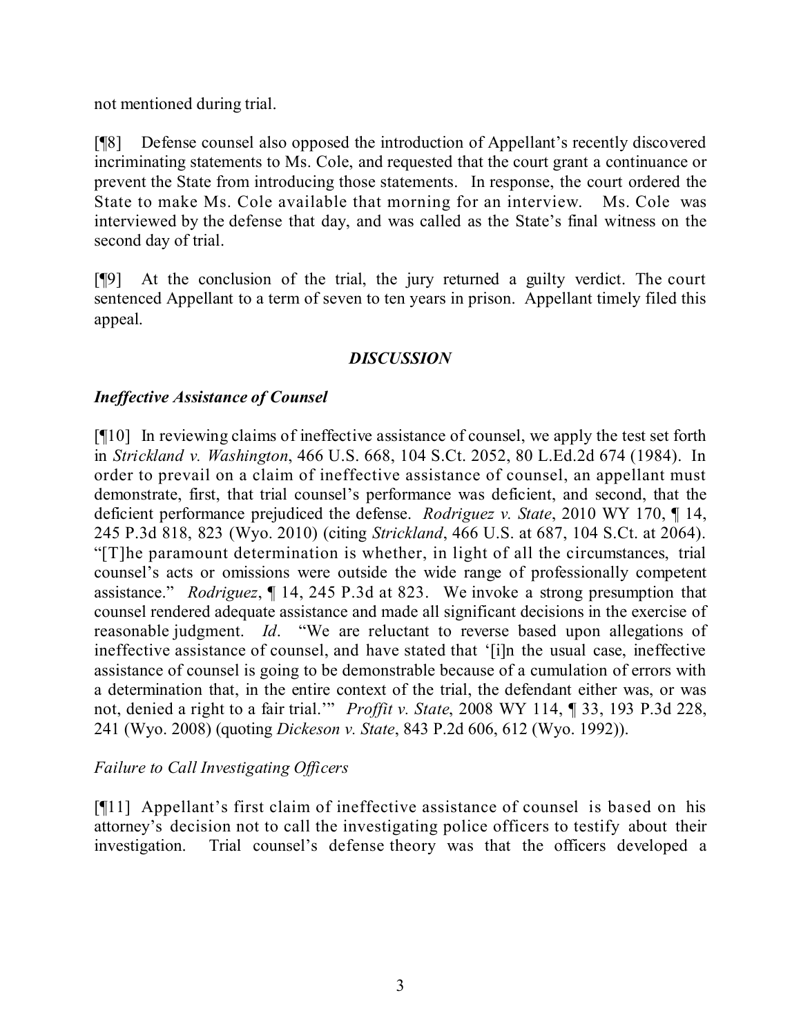not mentioned during trial.

[¶8] Defense counsel also opposed the introduction of Appellant's recently discovered incriminating statements to Ms. Cole, and requested that the court grant a continuance or prevent the State from introducing those statements. In response, the court ordered the State to make Ms. Cole available that morning for an interview. Ms. Cole was interviewed by the defense that day, and was called as the State's final witness on the second day of trial.

[¶9] At the conclusion of the trial, the jury returned a guilty verdict. The court sentenced Appellant to a term of seven to ten years in prison. Appellant timely filed this appeal.

## *DISCUSSION*

### *Ineffective Assistance of Counsel*

[¶10] In reviewing claims of ineffective assistance of counsel, we apply the test set forth in *Strickland v. Washington*, 466 U.S. 668, 104 S.Ct. 2052, 80 L.Ed.2d 674 (1984). In order to prevail on a claim of ineffective assistance of counsel, an appellant must demonstrate, first, that trial counsel's performance was deficient, and second, that the deficient performance prejudiced the defense. *Rodriguez v. State*, 2010 WY 170, ¶ 14, 245 P.3d 818, 823 (Wyo. 2010) (citing *Strickland*, 466 U.S. at 687, 104 S.Ct. at 2064). "[T]he paramount determination is whether, in light of all the circumstances, trial counsel's acts or omissions were outside the wide range of professionally competent assistance." *Rodriguez*, ¶ 14, 245 P.3d at 823. We invoke a strong presumption that counsel rendered adequate assistance and made all significant decisions in the exercise of reasonable judgment. *Id*. "We are reluctant to reverse based upon allegations of ineffective assistance of counsel, and have stated that '[i]n the usual case, ineffective assistance of counsel is going to be demonstrable because of a cumulation of errors with a determination that, in the entire context of the trial, the defendant either was, or was not, denied a right to a fair trial.'" *Proffit v. State*, 2008 WY 114, ¶ 33, 193 P.3d 228, 241 (Wyo. 2008) (quoting *Dickeson v. State*, 843 P.2d 606, 612 (Wyo. 1992)).

#### *Failure to Call Investigating Officers*

[¶11] Appellant's first claim of ineffective assistance of counsel is based on his attorney's decision not to call the investigating police officers to testify about their investigation. Trial counsel's defense theory was that the officers developed a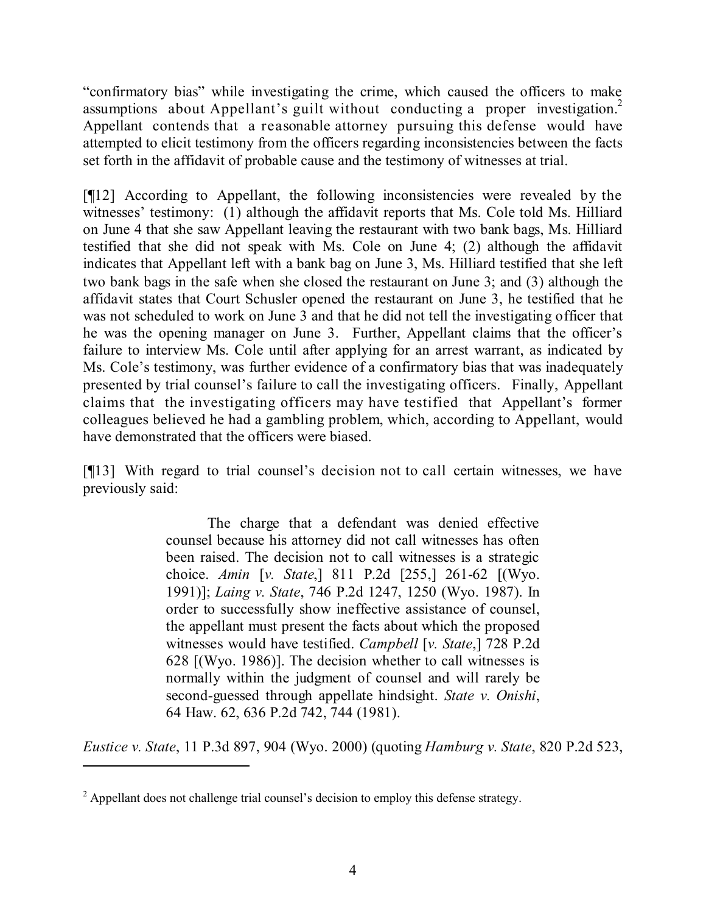"confirmatory bias" while investigating the crime, which caused the officers to make assumptions about Appellant's guilt without conducting a proper investigation.[2] Appellant contends that a reasonable attorney pursuing this defense would have attempted to elicit testimony from the officers regarding inconsistencies between the facts set forth in the affidavit of probable cause and the testimony of witnesses at trial.

[¶12] According to Appellant, the following inconsistencies were revealed by the witnesses' testimony: (1) although the affidavit reports that Ms. Cole told Ms. Hilliard on June 4 that she saw Appellant leaving the restaurant with two bank bags, Ms. Hilliard testified that she did not speak with Ms. Cole on June 4; (2) although the affidavit indicates that Appellant left with a bank bag on June 3, Ms. Hilliard testified that she left two bank bags in the safe when she closed the restaurant on June 3; and (3) although the affidavit states that Court Schusler opened the restaurant on June 3, he testified that he was not scheduled to work on June 3 and that he did not tell the investigating officer that he was the opening manager on June 3. Further, Appellant claims that the officer's failure to interview Ms. Cole until after applying for an arrest warrant, as indicated by Ms. Cole's testimony, was further evidence of a confirmatory bias that was inadequately presented by trial counsel's failure to call the investigating officers. Finally, Appellant claims that the investigating officers may have testified that Appellant's former colleagues believed he had a gambling problem, which, according to Appellant, would have demonstrated that the officers were biased.

[¶13] With regard to trial counsel's decision not to call certain witnesses, we have previously said:

> The charge that a defendant was denied effective counsel because his attorney did not call witnesses has often been raised. The decision not to call witnesses is a strategic choice. *Amin* [*v. State*,] 811 P.2d [255,] 261-62 [(Wyo. 1991)]; *Laing v. State*, 746 P.2d 1247, 1250 (Wyo. 1987). In order to successfully show ineffective assistance of counsel, the appellant must present the facts about which the proposed witnesses would have testified. *Campbell* [*v. State*,] 728 P.2d 628 [(Wyo. 1986)]. The decision whether to call witnesses is normally within the judgment of counsel and will rarely be second-guessed through appellate hindsight. *State v. Onishi*, 64 Haw. 62, 636 P.2d 742, 744 (1981).

*Eustice v. State*, 11 P.3d 897, 904 (Wyo. 2000) (quoting *Hamburg v. State*, 820 P.2d 523,

[2] Appellant does not challenge trial counsel's decision to employ this defense strategy.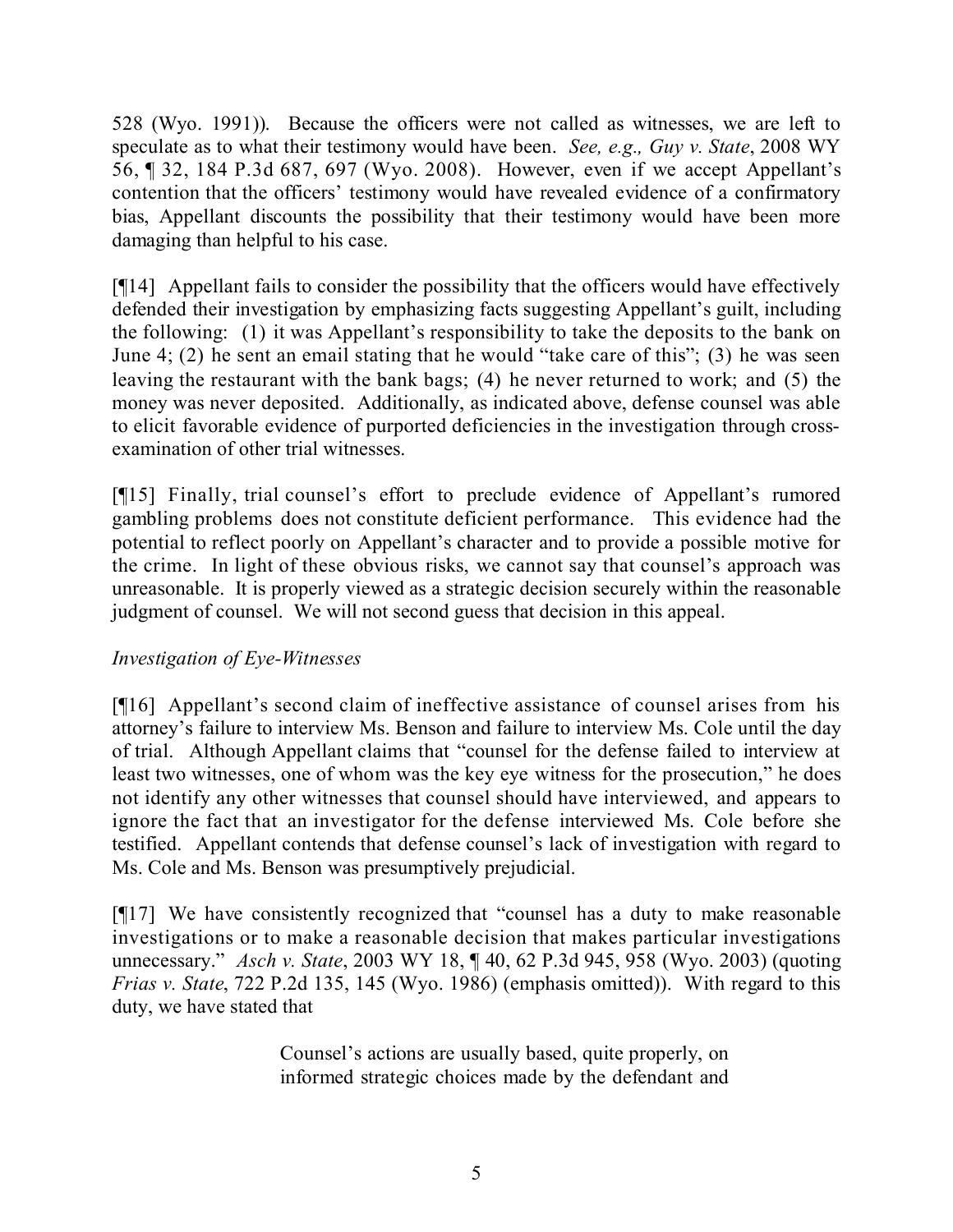528 (Wyo. 1991)). Because the officers were not called as witnesses, we are left to speculate as to what their testimony would have been. *See, e.g., Guy v. State*, 2008 WY 56, ¶ 32, 184 P.3d 687, 697 (Wyo. 2008). However, even if we accept Appellant's contention that the officers' testimony would have revealed evidence of a confirmatory bias, Appellant discounts the possibility that their testimony would have been more damaging than helpful to his case.

[¶14] Appellant fails to consider the possibility that the officers would have effectively defended their investigation by emphasizing facts suggesting Appellant's guilt, including the following: (1) it was Appellant's responsibility to take the deposits to the bank on June 4; (2) he sent an email stating that he would "take care of this"; (3) he was seen leaving the restaurant with the bank bags; (4) he never returned to work; and (5) the money was never deposited. Additionally, as indicated above, defense counsel was able to elicit favorable evidence of purported deficiencies in the investigation through cross-examination of other trial witnesses.

[¶15] Finally, trial counsel's effort to preclude evidence of Appellant's rumored gambling problems does not constitute deficient performance. This evidence had the potential to reflect poorly on Appellant's character and to provide a possible motive for the crime. In light of these obvious risks, we cannot say that counsel's approach was unreasonable. It is properly viewed as a strategic decision securely within the reasonable judgment of counsel. We will not second guess that decision in this appeal.

*Investigation of Eye-Witnesses*

[¶16] Appellant's second claim of ineffective assistance of counsel arises from his attorney's failure to interview Ms. Benson and failure to interview Ms. Cole until the day of trial. Although Appellant claims that "counsel for the defense failed to interview at least two witnesses, one of whom was the key eye witness for the prosecution," he does not identify any other witnesses that counsel should have interviewed, and appears to ignore the fact that an investigator for the defense interviewed Ms. Cole before she testified. Appellant contends that defense counsel's lack of investigation with regard to Ms. Cole and Ms. Benson was presumptively prejudicial.

[¶17] We have consistently recognized that "counsel has a duty to make reasonable investigations or to make a reasonable decision that makes particular investigations unnecessary." *Asch v. State*, 2003 WY 18, ¶ 40, 62 P.3d 945, 958 (Wyo. 2003) (quoting *Frias v. State*, 722 P.2d 135, 145 (Wyo. 1986) (emphasis omitted)). With regard to this duty, we have stated that

> Counsel's actions are usually based, quite properly, on informed strategic choices made by the defendant and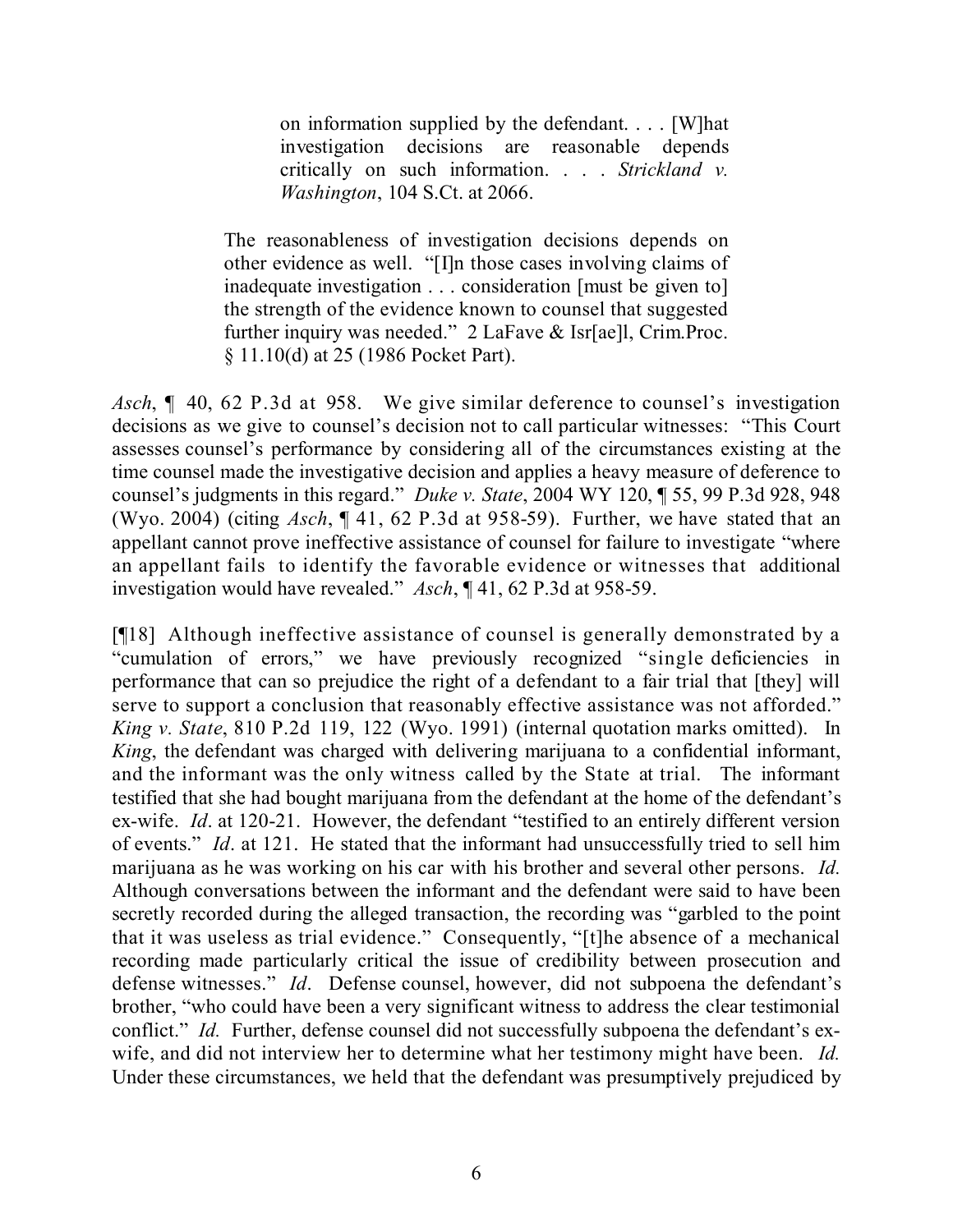> on information supplied by the defendant. . . . [W]hat investigation decisions are reasonable depends critically on such information. . . . *Strickland v. Washington*, 104 S.Ct. at 2066.
>
> The reasonableness of investigation decisions depends on other evidence as well. "[I]n those cases involving claims of inadequate investigation . . . consideration [must be given to] the strength of the evidence known to counsel that suggested further inquiry was needed." 2 LaFave & Isr[ae]l, Crim.Proc. § 11.10(d) at 25 (1986 Pocket Part).

*Asch*, ¶ 40, 62 P.3d at 958. We give similar deference to counsel's investigation decisions as we give to counsel's decision not to call particular witnesses: "This Court assesses counsel's performance by considering all of the circumstances existing at the time counsel made the investigative decision and applies a heavy measure of deference to counsel's judgments in this regard." *Duke v. State*, 2004 WY 120, ¶ 55, 99 P.3d 928, 948 (Wyo. 2004) (citing *Asch*, ¶ 41, 62 P.3d at 958-59). Further, we have stated that an appellant cannot prove ineffective assistance of counsel for failure to investigate "where an appellant fails to identify the favorable evidence or witnesses that additional investigation would have revealed." *Asch*, ¶ 41, 62 P.3d at 958-59.

[¶18] Although ineffective assistance of counsel is generally demonstrated by a "cumulation of errors," we have previously recognized "single deficiencies in performance that can so prejudice the right of a defendant to a fair trial that [they] will serve to support a conclusion that reasonably effective assistance was not afforded." *King v. State*, 810 P.2d 119, 122 (Wyo. 1991) (internal quotation marks omitted). In *King*, the defendant was charged with delivering marijuana to a confidential informant, and the informant was the only witness called by the State at trial. The informant testified that she had bought marijuana from the defendant at the home of the defendant's ex-wife. *Id*. at 120-21. However, the defendant "testified to an entirely different version of events." *Id*. at 121. He stated that the informant had unsuccessfully tried to sell him marijuana as he was working on his car with his brother and several other persons. *Id.* Although conversations between the informant and the defendant were said to have been secretly recorded during the alleged transaction, the recording was "garbled to the point that it was useless as trial evidence." Consequently, "[t]he absence of a mechanical recording made particularly critical the issue of credibility between prosecution and defense witnesses." *Id*. Defense counsel, however, did not subpoena the defendant's brother, "who could have been a very significant witness to address the clear testimonial conflict." *Id*. Further, defense counsel did not successfully subpoena the defendant's ex-wife, and did not interview her to determine what her testimony might have been. *Id.* Under these circumstances, we held that the defendant was presumptively prejudiced by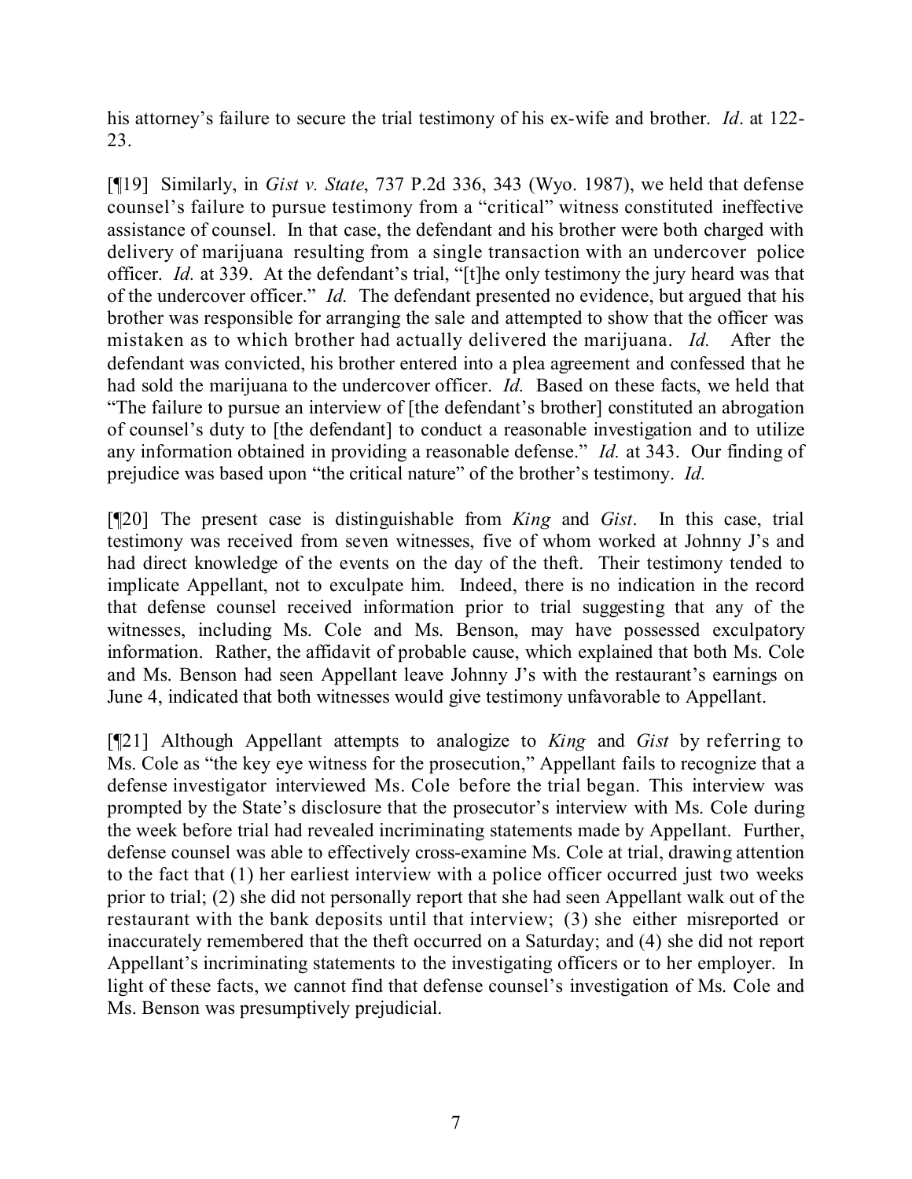his attorney's failure to secure the trial testimony of his ex-wife and brother. *Id*. at 122-23.

[¶19] Similarly, in *Gist v. State*, 737 P.2d 336, 343 (Wyo. 1987), we held that defense counsel's failure to pursue testimony from a "critical" witness constituted ineffective assistance of counsel. In that case, the defendant and his brother were both charged with delivery of marijuana resulting from a single transaction with an undercover police officer. *Id.* at 339. At the defendant's trial, "[t]he only testimony the jury heard was that of the undercover officer." *Id.* The defendant presented no evidence, but argued that his brother was responsible for arranging the sale and attempted to show that the officer was mistaken as to which brother had actually delivered the marijuana. *Id.* After the defendant was convicted, his brother entered into a plea agreement and confessed that he had sold the marijuana to the undercover officer. *Id.* Based on these facts, we held that "The failure to pursue an interview of [the defendant's brother] constituted an abrogation of counsel's duty to [the defendant] to conduct a reasonable investigation and to utilize any information obtained in providing a reasonable defense." *Id.* at 343. Our finding of prejudice was based upon "the critical nature" of the brother's testimony. *Id.*

[¶20] The present case is distinguishable from *King* and *Gist*. In this case, trial testimony was received from seven witnesses, five of whom worked at Johnny J's and had direct knowledge of the events on the day of the theft. Their testimony tended to implicate Appellant, not to exculpate him. Indeed, there is no indication in the record that defense counsel received information prior to trial suggesting that any of the witnesses, including Ms. Cole and Ms. Benson, may have possessed exculpatory information. Rather, the affidavit of probable cause, which explained that both Ms. Cole and Ms. Benson had seen Appellant leave Johnny J's with the restaurant's earnings on June 4, indicated that both witnesses would give testimony unfavorable to Appellant.

[¶21] Although Appellant attempts to analogize to *King* and *Gist* by referring to Ms. Cole as "the key eye witness for the prosecution," Appellant fails to recognize that a defense investigator interviewed Ms. Cole before the trial began. This interview was prompted by the State's disclosure that the prosecutor's interview with Ms. Cole during the week before trial had revealed incriminating statements made by Appellant. Further, defense counsel was able to effectively cross-examine Ms. Cole at trial, drawing attention to the fact that (1) her earliest interview with a police officer occurred just two weeks prior to trial; (2) she did not personally report that she had seen Appellant walk out of the restaurant with the bank deposits until that interview; (3) she either misreported or inaccurately remembered that the theft occurred on a Saturday; and (4) she did not report Appellant's incriminating statements to the investigating officers or to her employer. In light of these facts, we cannot find that defense counsel's investigation of Ms. Cole and Ms. Benson was presumptively prejudicial.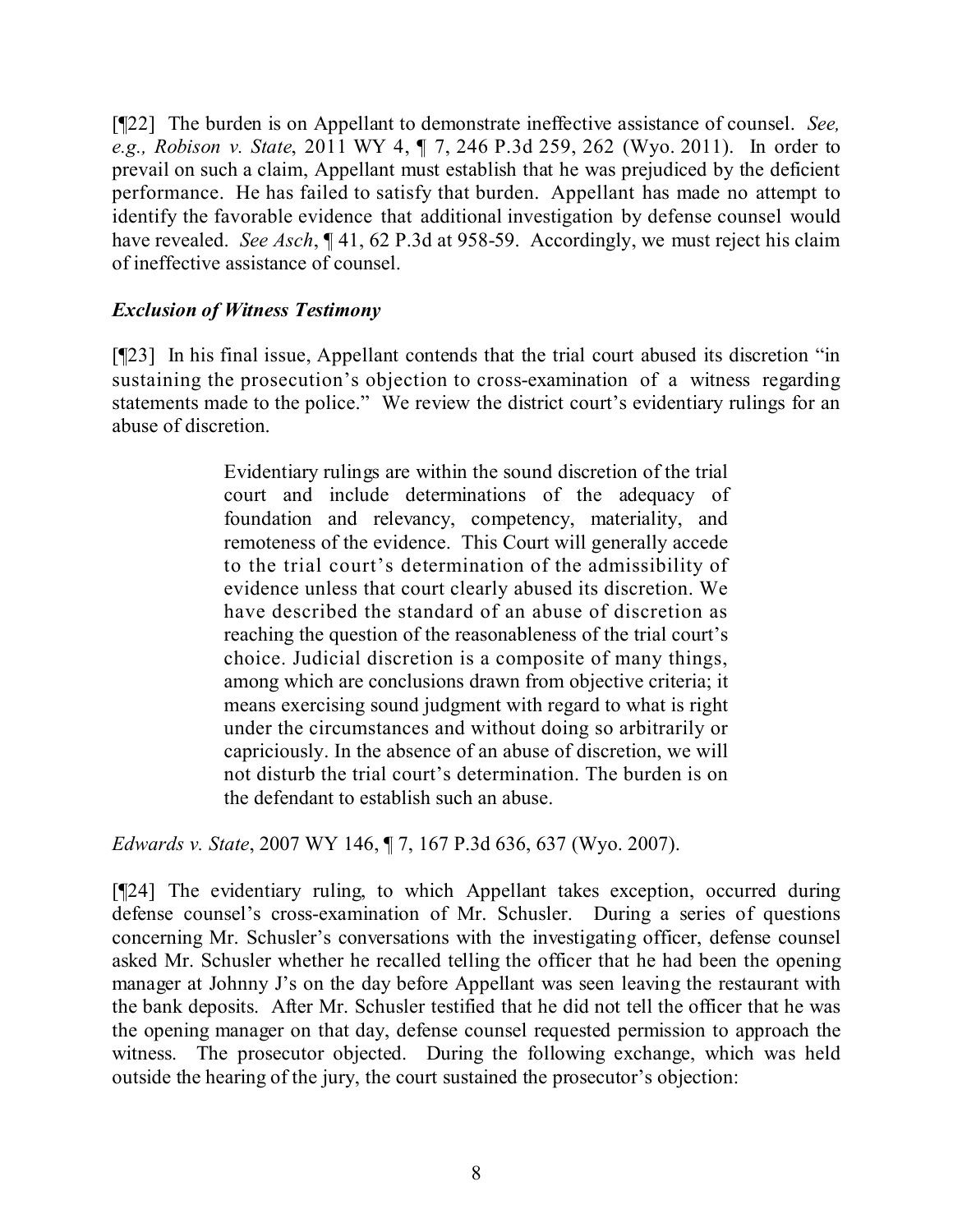[¶22] The burden is on Appellant to demonstrate ineffective assistance of counsel. *See, e.g., Robison v. State*, 2011 WY 4, ¶ 7, 246 P.3d 259, 262 (Wyo. 2011). In order to prevail on such a claim, Appellant must establish that he was prejudiced by the deficient performance. He has failed to satisfy that burden. Appellant has made no attempt to identify the favorable evidence that additional investigation by defense counsel would have revealed. *See Asch*, ¶ 41, 62 P.3d at 958-59. Accordingly, we must reject his claim of ineffective assistance of counsel.

### *Exclusion of Witness Testimony*

[¶23] In his final issue, Appellant contends that the trial court abused its discretion "in sustaining the prosecution's objection to cross-examination of a witness regarding statements made to the police." We review the district court's evidentiary rulings for an abuse of discretion.

> Evidentiary rulings are within the sound discretion of the trial court and include determinations of the adequacy of foundation and relevancy, competency, materiality, and remoteness of the evidence. This Court will generally accede to the trial court's determination of the admissibility of evidence unless that court clearly abused its discretion. We have described the standard of an abuse of discretion as reaching the question of the reasonableness of the trial court's choice. Judicial discretion is a composite of many things, among which are conclusions drawn from objective criteria; it means exercising sound judgment with regard to what is right under the circumstances and without doing so arbitrarily or capriciously. In the absence of an abuse of discretion, we will not disturb the trial court's determination. The burden is on the defendant to establish such an abuse.

*Edwards v. State*, 2007 WY 146, ¶ 7, 167 P.3d 636, 637 (Wyo. 2007).

[¶24] The evidentiary ruling, to which Appellant takes exception, occurred during defense counsel's cross-examination of Mr. Schusler. During a series of questions concerning Mr. Schusler's conversations with the investigating officer, defense counsel asked Mr. Schusler whether he recalled telling the officer that he had been the opening manager at Johnny J's on the day before Appellant was seen leaving the restaurant with the bank deposits. After Mr. Schusler testified that he did not tell the officer that he was the opening manager on that day, defense counsel requested permission to approach the witness. The prosecutor objected. During the following exchange, which was held outside the hearing of the jury, the court sustained the prosecutor's objection: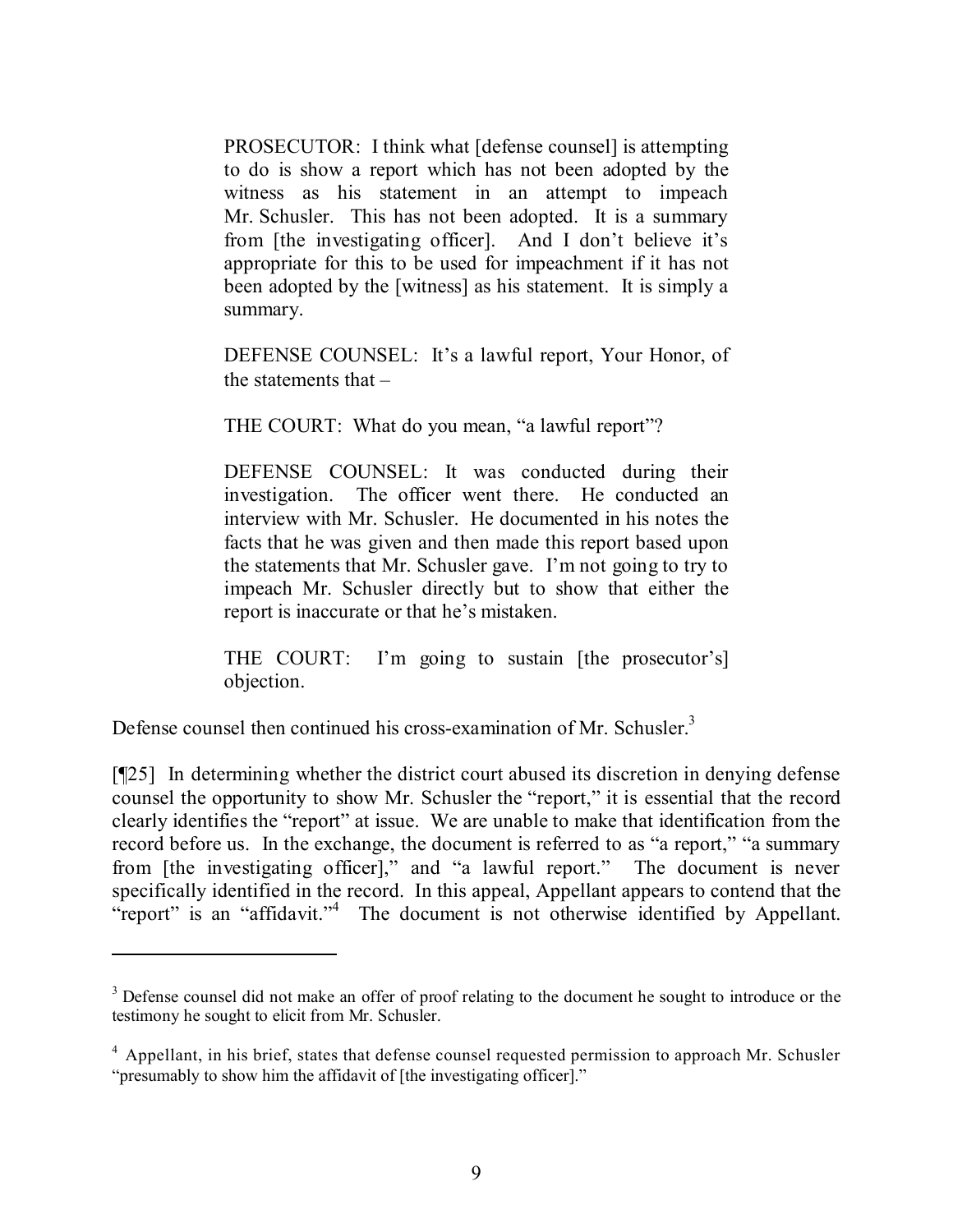> PROSECUTOR: I think what [defense counsel] is attempting to do is show a report which has not been adopted by the witness as his statement in an attempt to impeach Mr. Schusler. This has not been adopted. It is a summary from [the investigating officer]. And I don't believe it's appropriate for this to be used for impeachment if it has not been adopted by the [witness] as his statement. It is simply a summary.
>
> DEFENSE COUNSEL: It's a lawful report, Your Honor, of the statements that –
>
> THE COURT: What do you mean, "a lawful report"?
>
> DEFENSE COUNSEL: It was conducted during their investigation. The officer went there. He conducted an interview with Mr. Schusler. He documented in his notes the facts that he was given and then made this report based upon the statements that Mr. Schusler gave. I'm not going to try to impeach Mr. Schusler directly but to show that either the report is inaccurate or that he's mistaken.
>
> THE COURT: I'm going to sustain [the prosecutor's] objection.

Defense counsel then continued his cross-examination of Mr. Schusler.[3]

[¶25] In determining whether the district court abused its discretion in denying defense counsel the opportunity to show Mr. Schusler the "report," it is essential that the record clearly identifies the "report" at issue. We are unable to make that identification from the record before us. In the exchange, the document is referred to as "a report," "a summary from [the investigating officer]," and "a lawful report." The document is never specifically identified in the record. In this appeal, Appellant appears to contend that the "report" is an "affidavit."[4] The document is not otherwise identified by Appellant.

---

[3] Defense counsel did not make an offer of proof relating to the document he sought to introduce or the testimony he sought to elicit from Mr. Schusler.

[4] Appellant, in his brief, states that defense counsel requested permission to approach Mr. Schusler "presumably to show him the affidavit of [the investigating officer]."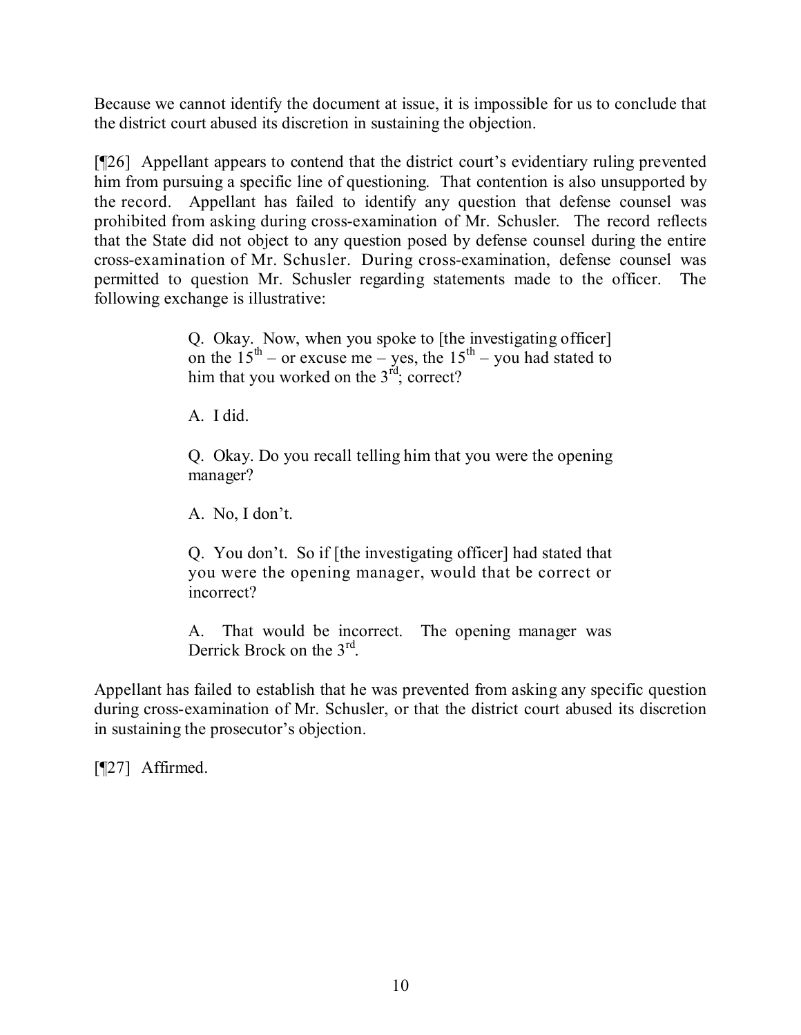Because we cannot identify the document at issue, it is impossible for us to conclude that the district court abused its discretion in sustaining the objection.

[¶26] Appellant appears to contend that the district court's evidentiary ruling prevented him from pursuing a specific line of questioning. That contention is also unsupported by the record. Appellant has failed to identify any question that defense counsel was prohibited from asking during cross-examination of Mr. Schusler. The record reflects that the State did not object to any question posed by defense counsel during the entire cross-examination of Mr. Schusler. During cross-examination, defense counsel was permitted to question Mr. Schusler regarding statements made to the officer. The following exchange is illustrative:

> Q. Okay. Now, when you spoke to [the investigating officer] on the 15th – or excuse me – yes, the 15th – you had stated to him that you worked on the 3rd; correct?
>
> A. I did.
>
> Q. Okay. Do you recall telling him that you were the opening manager?
>
> A. No, I don't.
>
> Q. You don't. So if [the investigating officer] had stated that you were the opening manager, would that be correct or incorrect?
>
> A. That would be incorrect. The opening manager was Derrick Brock on the 3rd.

Appellant has failed to establish that he was prevented from asking any specific question during cross-examination of Mr. Schusler, or that the district court abused its discretion in sustaining the prosecutor's objection.

[¶27] Affirmed.